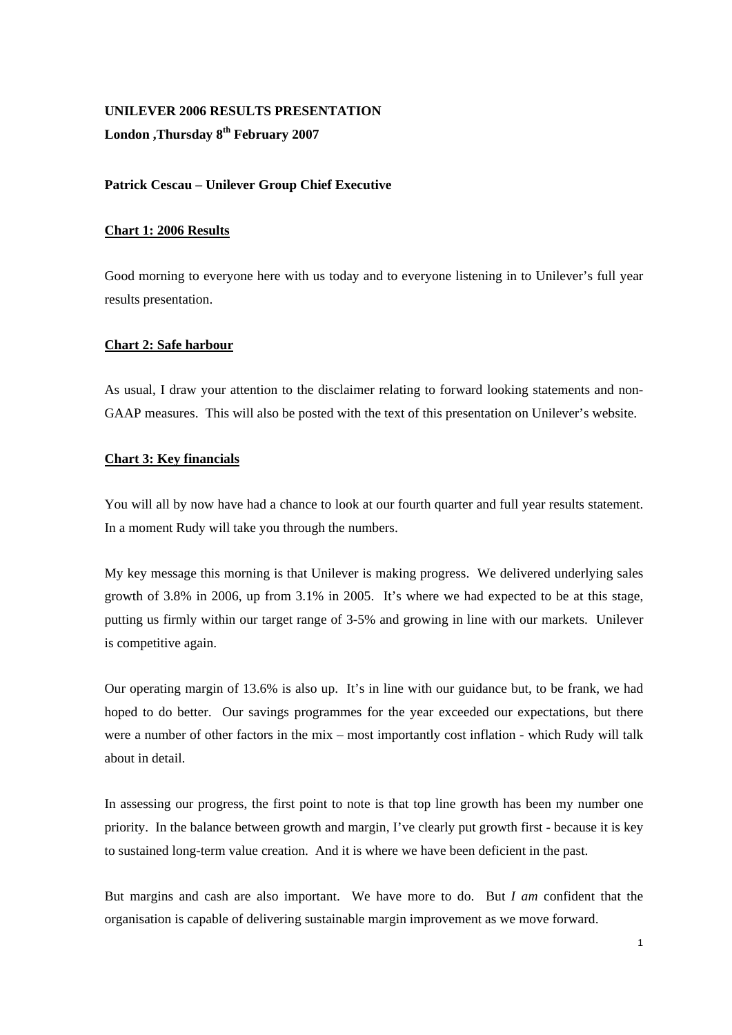**UNILEVER 2006 RESULTS PRESENTATION**

**London ,Thursday 8th February 2007**

**Patrick Cescau – Unilever Group Chief Executive**

**Chart 1: 2006 Results**

Good morning to everyone here with us today and to everyone listening in to Unilever's full year results presentation.

**Chart 2: Safe harbour**

As usual, I draw your attention to the disclaimer relating to forward looking statements and non-GAAP measures. This will also be posted with the text of this presentation on Unilever's website.

**Chart 3: Key financials**

You will all by now have had a chance to look at our fourth quarter and full year results statement. In a moment Rudy will take you through the numbers.

My key message this morning is that Unilever is making progress. We delivered underlying sales growth of 3.8% in 2006, up from 3.1% in 2005. It's where we had expected to be at this stage, putting us firmly within our target range of 3-5% and growing in line with our markets. Unilever is competitive again.

Our operating margin of 13.6% is also up. It's in line with our guidance but, to be frank, we had hoped to do better. Our savings programmes for the year exceeded our expectations, but there were a number of other factors in the mix – most importantly cost inflation - which Rudy will talk about in detail.

In assessing our progress, the first point to note is that top line growth has been my number one priority. In the balance between growth and margin, I've clearly put growth first - because it is key to sustained long-term value creation. And it is where we have been deficient in the past.

But margins and cash are also important. We have more to do. But *I am* confident that the organisation is capable of delivering sustainable margin improvement as we move forward.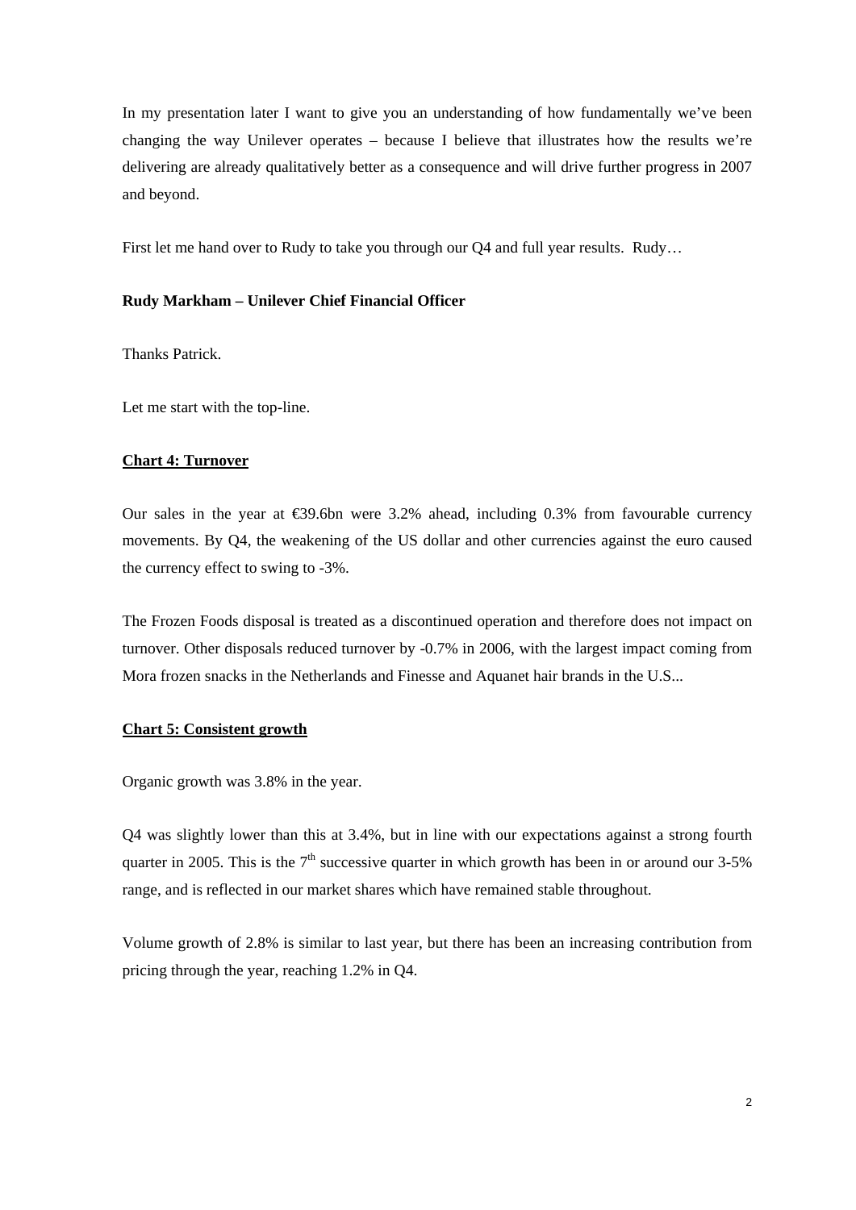In my presentation later I want to give you an understanding of how fundamentally we've been changing the way Unilever operates – because I believe that illustrates how the results we're delivering are already qualitatively better as a consequence and will drive further progress in 2007 and beyond.

First let me hand over to Rudy to take you through our Q4 and full year results. Rudy…

**Rudy Markham – Unilever Chief Financial Officer**

Thanks Patrick.

Let me start with the top-line.

**Chart 4: Turnover**

Our sales in the year at €39.6bn were 3.2% ahead, including 0.3% from favourable currency movements. By Q4, the weakening of the US dollar and other currencies against the euro caused the currency effect to swing to -3%.

The Frozen Foods disposal is treated as a discontinued operation and therefore does not impact on turnover. Other disposals reduced turnover by -0.7% in 2006, with the largest impact coming from Mora frozen snacks in the Netherlands and Finesse and Aquanet hair brands in the U.S...

**Chart 5: Consistent growth**

Organic growth was 3.8% in the year.

Q4 was slightly lower than this at 3.4%, but in line with our expectations against a strong fourth quarter in 2005. This is the 7th successive quarter in which growth has been in or around our 3-5% range, and is reflected in our market shares which have remained stable throughout.

Volume growth of 2.8% is similar to last year, but there has been an increasing contribution from pricing through the year, reaching 1.2% in Q4.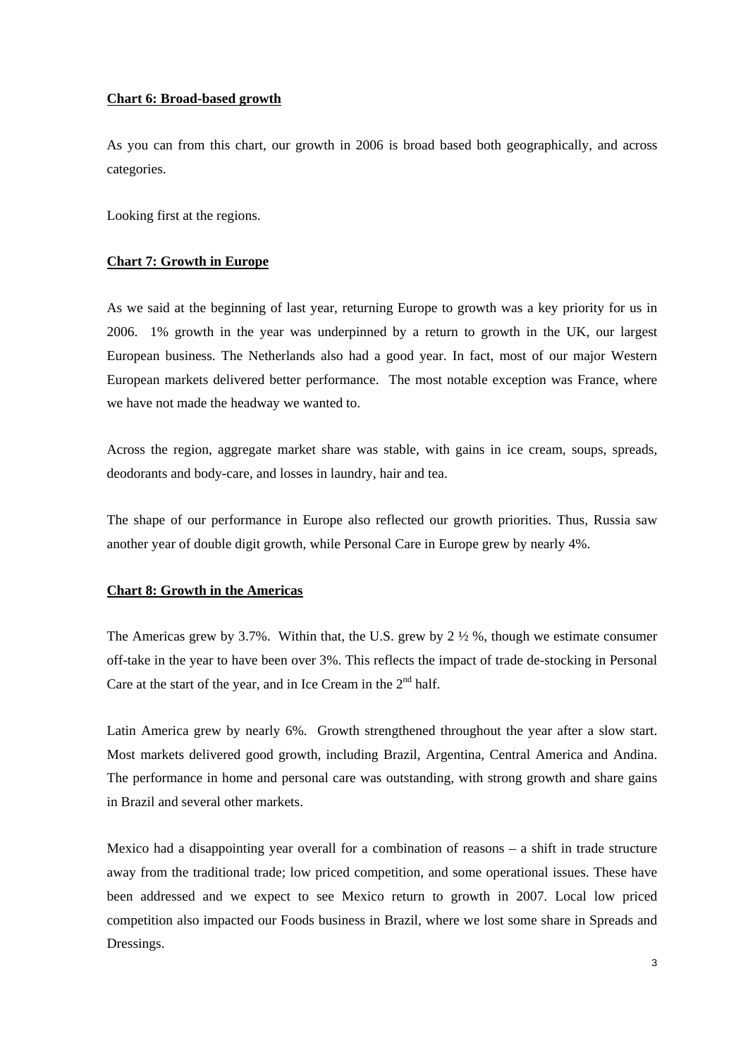**Chart 6: Broad-based growth**

As you can from this chart, our growth in 2006 is broad based both geographically, and across categories.

Looking first at the regions.

**Chart 7: Growth in Europe**

As we said at the beginning of last year, returning Europe to growth was a key priority for us in 2006. 1% growth in the year was underpinned by a return to growth in the UK, our largest European business. The Netherlands also had a good year. In fact, most of our major Western European markets delivered better performance. The most notable exception was France, where we have not made the headway we wanted to.

Across the region, aggregate market share was stable, with gains in ice cream, soups, spreads, deodorants and body-care, and losses in laundry, hair and tea.

The shape of our performance in Europe also reflected our growth priorities. Thus, Russia saw another year of double digit growth, while Personal Care in Europe grew by nearly 4%.

**Chart 8: Growth in the Americas**

The Americas grew by 3.7%. Within that, the U.S. grew by 2 ½ %, though we estimate consumer off-take in the year to have been over 3%. This reflects the impact of trade de-stocking in Personal Care at the start of the year, and in Ice Cream in the 2nd half.

Latin America grew by nearly 6%. Growth strengthened throughout the year after a slow start. Most markets delivered good growth, including Brazil, Argentina, Central America and Andina. The performance in home and personal care was outstanding, with strong growth and share gains in Brazil and several other markets.

Mexico had a disappointing year overall for a combination of reasons – a shift in trade structure away from the traditional trade; low priced competition, and some operational issues. These have been addressed and we expect to see Mexico return to growth in 2007. Local low priced competition also impacted our Foods business in Brazil, where we lost some share in Spreads and Dressings.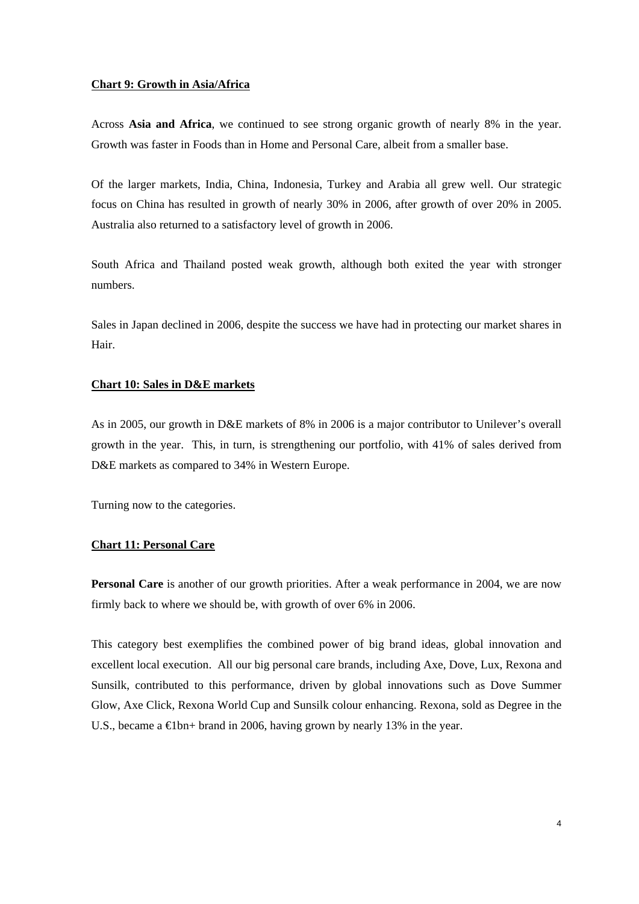**Chart 9: Growth in Asia/Africa**

Across **Asia and Africa**, we continued to see strong organic growth of nearly 8% in the year. Growth was faster in Foods than in Home and Personal Care, albeit from a smaller base.

Of the larger markets, India, China, Indonesia, Turkey and Arabia all grew well. Our strategic focus on China has resulted in growth of nearly 30% in 2006, after growth of over 20% in 2005. Australia also returned to a satisfactory level of growth in 2006.

South Africa and Thailand posted weak growth, although both exited the year with stronger numbers.

Sales in Japan declined in 2006, despite the success we have had in protecting our market shares in Hair.

**Chart 10: Sales in D&E markets**

As in 2005, our growth in D&E markets of 8% in 2006 is a major contributor to Unilever's overall growth in the year. This, in turn, is strengthening our portfolio, with 41% of sales derived from D&E markets as compared to 34% in Western Europe.

Turning now to the categories.

**Chart 11: Personal Care**

**Personal Care** is another of our growth priorities. After a weak performance in 2004, we are now firmly back to where we should be, with growth of over 6% in 2006.

This category best exemplifies the combined power of big brand ideas, global innovation and excellent local execution. All our big personal care brands, including Axe, Dove, Lux, Rexona and Sunsilk, contributed to this performance, driven by global innovations such as Dove Summer Glow, Axe Click, Rexona World Cup and Sunsilk colour enhancing. Rexona, sold as Degree in the U.S., became a €1bn+ brand in 2006, having grown by nearly 13% in the year.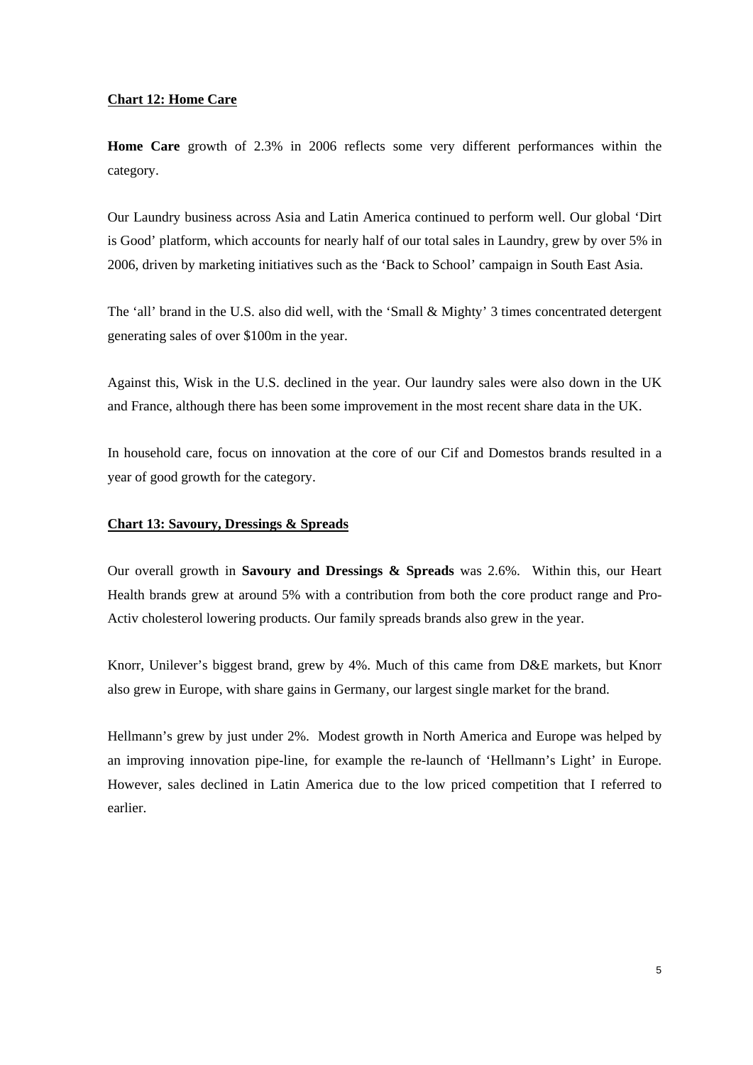**Chart 12: Home Care**

**Home Care** growth of 2.3% in 2006 reflects some very different performances within the category.

Our Laundry business across Asia and Latin America continued to perform well. Our global 'Dirt is Good' platform, which accounts for nearly half of our total sales in Laundry, grew by over 5% in 2006, driven by marketing initiatives such as the 'Back to School' campaign in South East Asia.

The 'all' brand in the U.S. also did well, with the 'Small & Mighty' 3 times concentrated detergent generating sales of over $100m in the year.

Against this, Wisk in the U.S. declined in the year. Our laundry sales were also down in the UK and France, although there has been some improvement in the most recent share data in the UK.

In household care, focus on innovation at the core of our Cif and Domestos brands resulted in a year of good growth for the category.

**Chart 13: Savoury, Dressings & Spreads**

Our overall growth in **Savoury and Dressings & Spreads** was 2.6%. Within this, our Heart Health brands grew at around 5% with a contribution from both the core product range and Pro-Activ cholesterol lowering products. Our family spreads brands also grew in the year.

Knorr, Unilever's biggest brand, grew by 4%. Much of this came from D&E markets, but Knorr also grew in Europe, with share gains in Germany, our largest single market for the brand.

Hellmann's grew by just under 2%. Modest growth in North America and Europe was helped by an improving innovation pipe-line, for example the re-launch of 'Hellmann's Light' in Europe. However, sales declined in Latin America due to the low priced competition that I referred to earlier.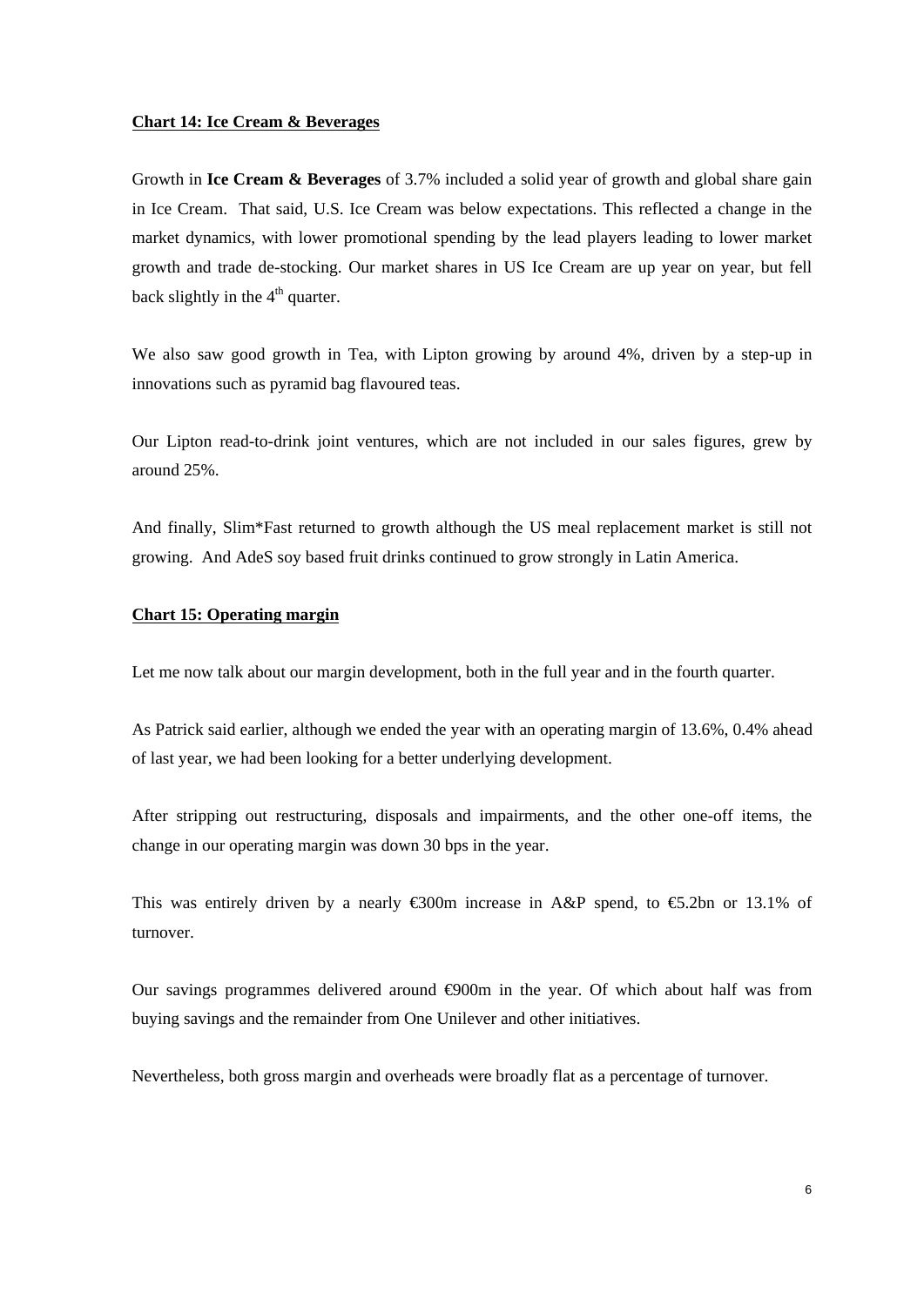**Chart 14: Ice Cream & Beverages**

Growth in **Ice Cream & Beverages** of 3.7% included a solid year of growth and global share gain in Ice Cream. That said, U.S. Ice Cream was below expectations. This reflected a change in the market dynamics, with lower promotional spending by the lead players leading to lower market growth and trade de-stocking. Our market shares in US Ice Cream are up year on year, but fell back slightly in the 4th quarter.

We also saw good growth in Tea, with Lipton growing by around 4%, driven by a step-up in innovations such as pyramid bag flavoured teas.

Our Lipton read-to-drink joint ventures, which are not included in our sales figures, grew by around 25%.

And finally, Slim*Fast returned to growth although the US meal replacement market is still not growing. And AdeS soy based fruit drinks continued to grow strongly in Latin America.

**Chart 15: Operating margin**

Let me now talk about our margin development, both in the full year and in the fourth quarter.

As Patrick said earlier, although we ended the year with an operating margin of 13.6%, 0.4% ahead of last year, we had been looking for a better underlying development.

After stripping out restructuring, disposals and impairments, and the other one-off items, the change in our operating margin was down 30 bps in the year.

This was entirely driven by a nearly €300m increase in A&P spend, to €5.2bn or 13.1% of turnover.

Our savings programmes delivered around €900m in the year. Of which about half was from buying savings and the remainder from One Unilever and other initiatives.

Nevertheless, both gross margin and overheads were broadly flat as a percentage of turnover.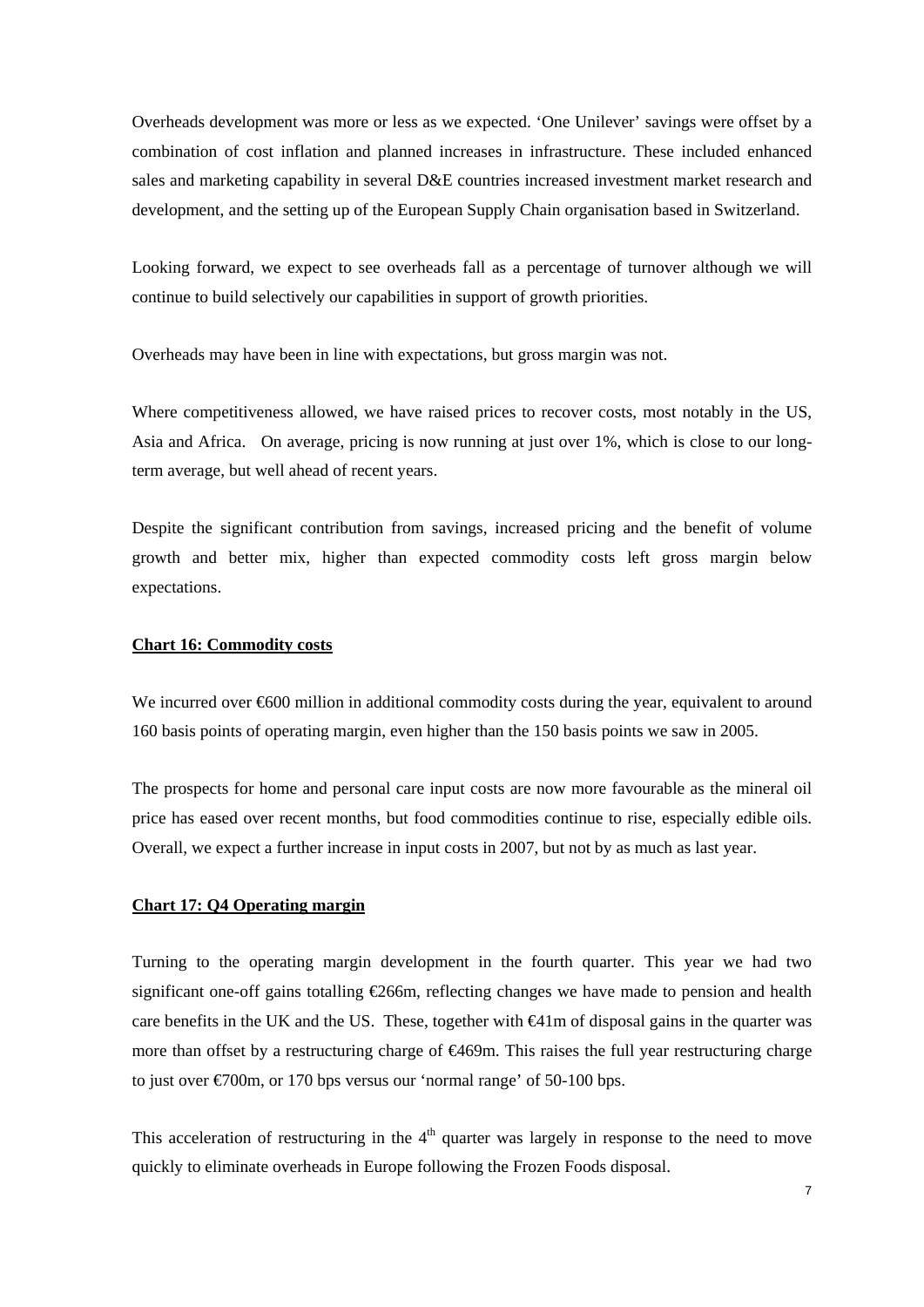Overheads development was more or less as we expected. 'One Unilever' savings were offset by a combination of cost inflation and planned increases in infrastructure. These included enhanced sales and marketing capability in several D&E countries increased investment market research and development, and the setting up of the European Supply Chain organisation based in Switzerland.

Looking forward, we expect to see overheads fall as a percentage of turnover although we will continue to build selectively our capabilities in support of growth priorities.

Overheads may have been in line with expectations, but gross margin was not.

Where competitiveness allowed, we have raised prices to recover costs, most notably in the US, Asia and Africa. On average, pricing is now running at just over 1%, which is close to our long-term average, but well ahead of recent years.

Despite the significant contribution from savings, increased pricing and the benefit of volume growth and better mix, higher than expected commodity costs left gross margin below expectations.

**Chart 16: Commodity costs**

We incurred over €600 million in additional commodity costs during the year, equivalent to around 160 basis points of operating margin, even higher than the 150 basis points we saw in 2005.

The prospects for home and personal care input costs are now more favourable as the mineral oil price has eased over recent months, but food commodities continue to rise, especially edible oils. Overall, we expect a further increase in input costs in 2007, but not by as much as last year.

**Chart 17: Q4 Operating margin**

Turning to the operating margin development in the fourth quarter. This year we had two significant one-off gains totalling €266m, reflecting changes we have made to pension and health care benefits in the UK and the US. These, together with €41m of disposal gains in the quarter was more than offset by a restructuring charge of €469m. This raises the full year restructuring charge to just over €700m, or 170 bps versus our 'normal range' of 50-100 bps.

This acceleration of restructuring in the 4th quarter was largely in response to the need to move quickly to eliminate overheads in Europe following the Frozen Foods disposal.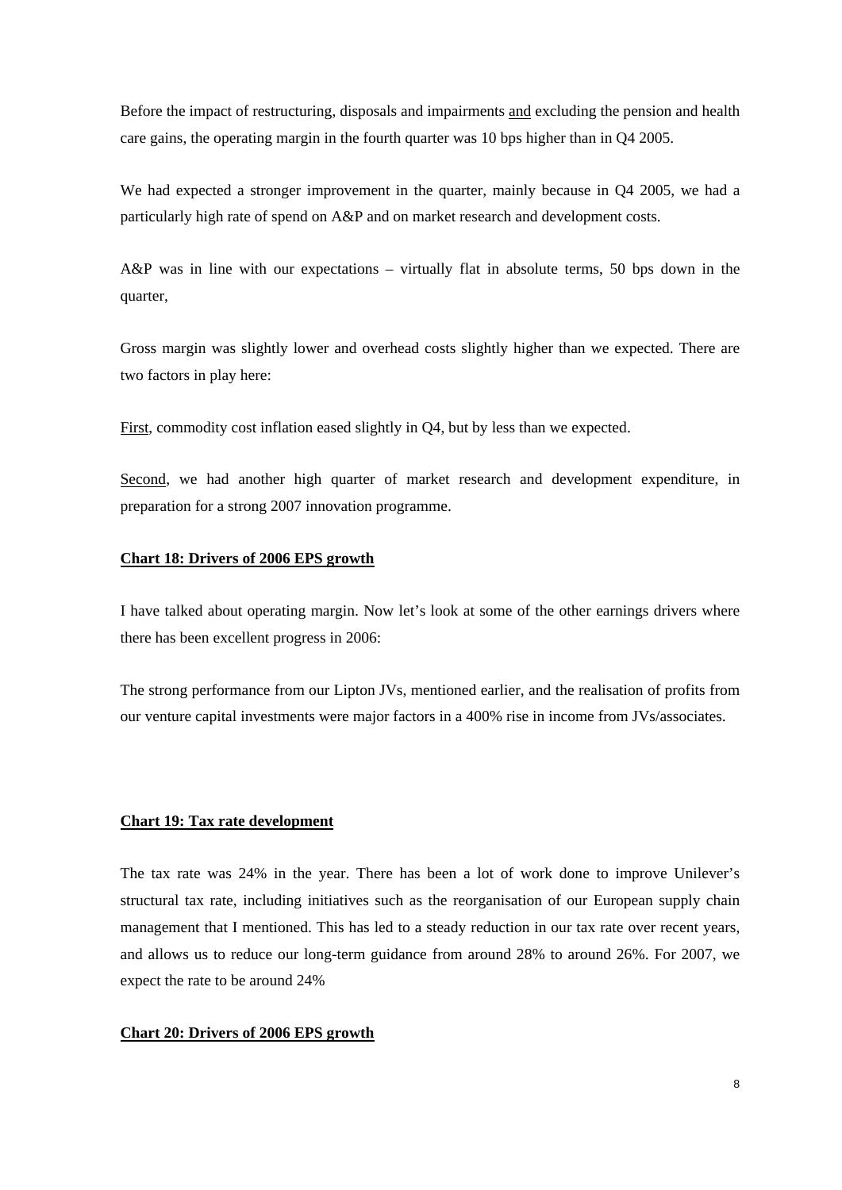Before the impact of restructuring, disposals and impairments <u>and</u> excluding the pension and health care gains, the operating margin in the fourth quarter was 10 bps higher than in Q4 2005.

We had expected a stronger improvement in the quarter, mainly because in Q4 2005, we had a particularly high rate of spend on A&P and on market research and development costs.

A&P was in line with our expectations – virtually flat in absolute terms, 50 bps down in the quarter,

Gross margin was slightly lower and overhead costs slightly higher than we expected. There are two factors in play here:

<u>First</u>, commodity cost inflation eased slightly in Q4, but by less than we expected.

<u>Second</u>, we had another high quarter of market research and development expenditure, in preparation for a strong 2007 innovation programme.

**<u>Chart 18: Drivers of 2006 EPS growth</u>**

I have talked about operating margin. Now let's look at some of the other earnings drivers where there has been excellent progress in 2006:

The strong performance from our Lipton JVs, mentioned earlier, and the realisation of profits from our venture capital investments were major factors in a 400% rise in income from JVs/associates.

**<u>Chart 19: Tax rate development</u>**

The tax rate was 24% in the year. There has been a lot of work done to improve Unilever's structural tax rate, including initiatives such as the reorganisation of our European supply chain management that I mentioned. This has led to a steady reduction in our tax rate over recent years, and allows us to reduce our long-term guidance from around 28% to around 26%. For 2007, we expect the rate to be around 24%

**<u>Chart 20: Drivers of 2006 EPS growth</u>**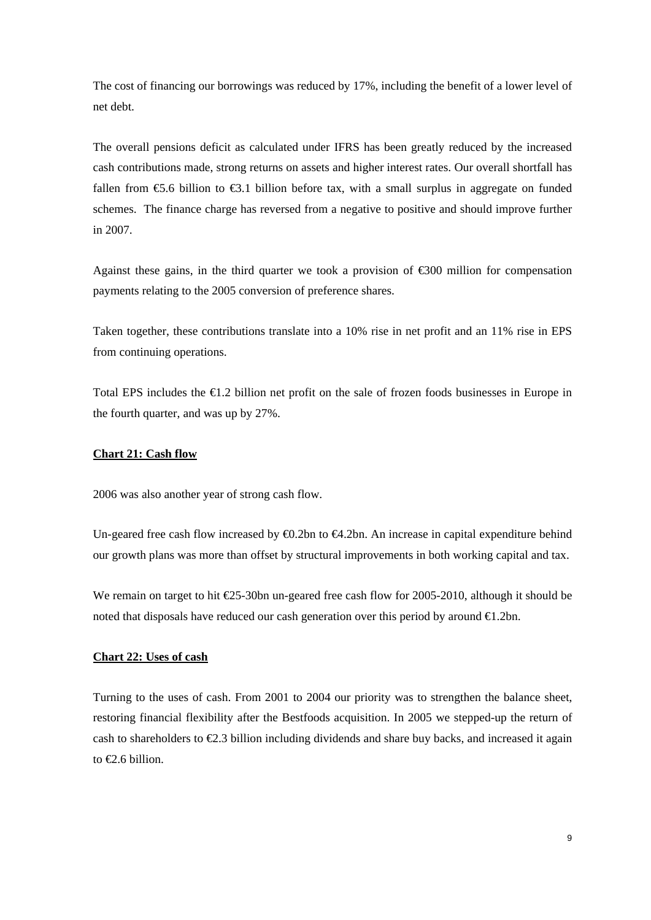The cost of financing our borrowings was reduced by 17%, including the benefit of a lower level of net debt.

The overall pensions deficit as calculated under IFRS has been greatly reduced by the increased cash contributions made, strong returns on assets and higher interest rates. Our overall shortfall has fallen from €5.6 billion to €3.1 billion before tax, with a small surplus in aggregate on funded schemes. The finance charge has reversed from a negative to positive and should improve further in 2007.

Against these gains, in the third quarter we took a provision of €300 million for compensation payments relating to the 2005 conversion of preference shares.

Taken together, these contributions translate into a 10% rise in net profit and an 11% rise in EPS from continuing operations.

Total EPS includes the €1.2 billion net profit on the sale of frozen foods businesses in Europe in the fourth quarter, and was up by 27%.

**<u>Chart 21: Cash flow</u>**

2006 was also another year of strong cash flow.

Un-geared free cash flow increased by €0.2bn to €4.2bn. An increase in capital expenditure behind our growth plans was more than offset by structural improvements in both working capital and tax.

We remain on target to hit €25-30bn un-geared free cash flow for 2005-2010, although it should be noted that disposals have reduced our cash generation over this period by around €1.2bn.

**<u>Chart 22: Uses of cash</u>**

Turning to the uses of cash. From 2001 to 2004 our priority was to strengthen the balance sheet, restoring financial flexibility after the Bestfoods acquisition. In 2005 we stepped-up the return of cash to shareholders to €2.3 billion including dividends and share buy backs, and increased it again to €2.6 billion.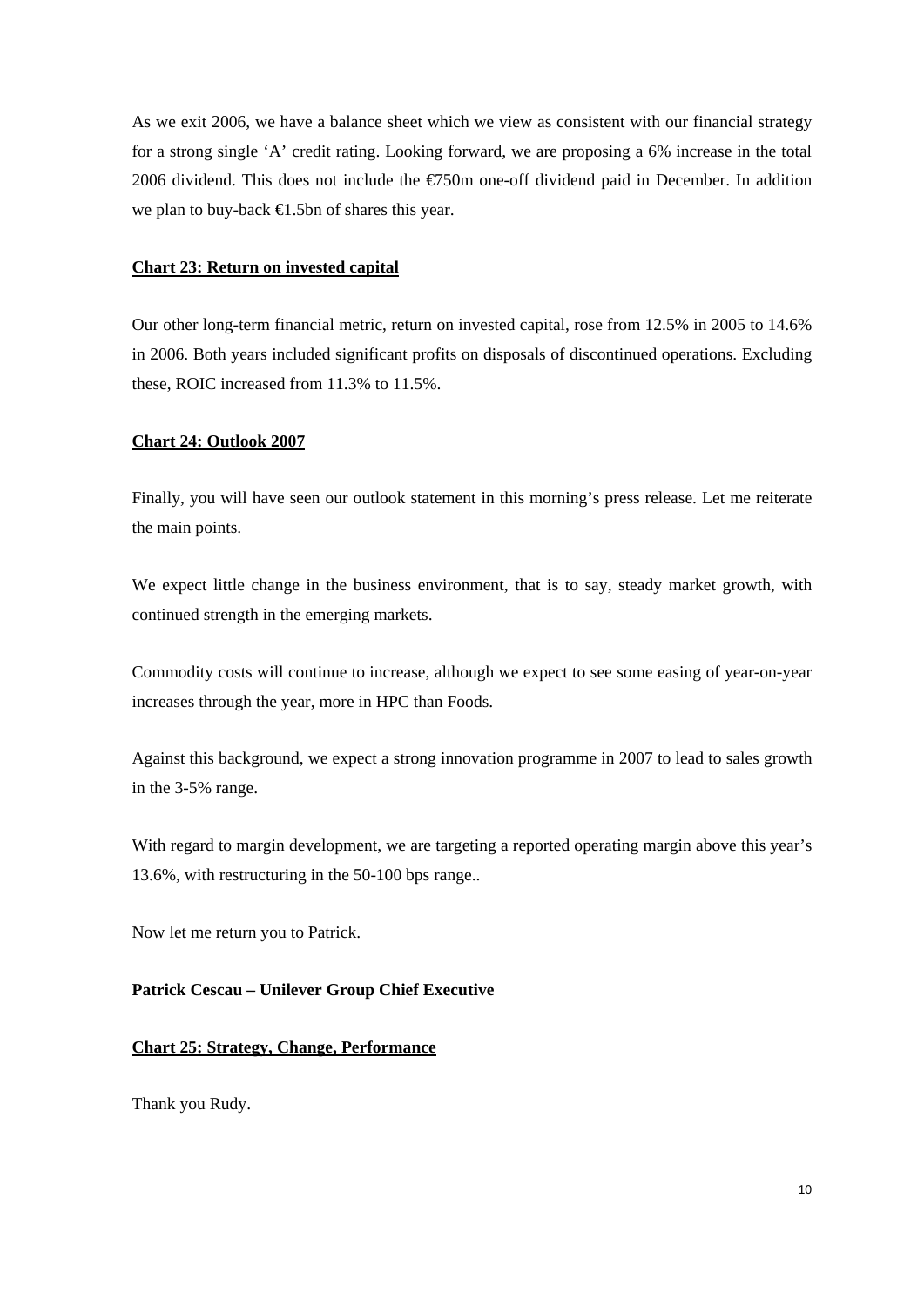As we exit 2006, we have a balance sheet which we view as consistent with our financial strategy for a strong single 'A' credit rating. Looking forward, we are proposing a 6% increase in the total 2006 dividend. This does not include the €750m one-off dividend paid in December. In addition we plan to buy-back €1.5bn of shares this year.

**Chart 23: Return on invested capital**

Our other long-term financial metric, return on invested capital, rose from 12.5% in 2005 to 14.6% in 2006. Both years included significant profits on disposals of discontinued operations. Excluding these, ROIC increased from 11.3% to 11.5%.

**Chart 24: Outlook 2007**

Finally, you will have seen our outlook statement in this morning's press release. Let me reiterate the main points.

We expect little change in the business environment, that is to say, steady market growth, with continued strength in the emerging markets.

Commodity costs will continue to increase, although we expect to see some easing of year-on-year increases through the year, more in HPC than Foods.

Against this background, we expect a strong innovation programme in 2007 to lead to sales growth in the 3-5% range.

With regard to margin development, we are targeting a reported operating margin above this year's 13.6%, with restructuring in the 50-100 bps range..

Now let me return you to Patrick.

**Patrick Cescau – Unilever Group Chief Executive**

**Chart 25: Strategy, Change, Performance**

Thank you Rudy.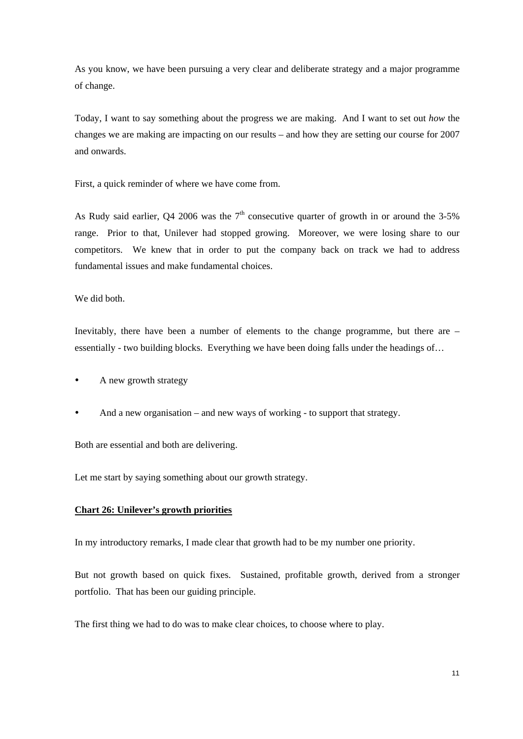As you know, we have been pursuing a very clear and deliberate strategy and a major programme of change.

Today, I want to say something about the progress we are making. And I want to set out *how* the changes we are making are impacting on our results – and how they are setting our course for 2007 and onwards.

First, a quick reminder of where we have come from.

As Rudy said earlier, Q4 2006 was the 7th consecutive quarter of growth in or around the 3-5% range. Prior to that, Unilever had stopped growing. Moreover, we were losing share to our competitors. We knew that in order to put the company back on track we had to address fundamental issues and make fundamental choices.

We did both.

Inevitably, there have been a number of elements to the change programme, but there are – essentially - two building blocks. Everything we have been doing falls under the headings of…

- A new growth strategy
- And a new organisation – and new ways of working - to support that strategy.

Both are essential and both are delivering.

Let me start by saying something about our growth strategy.

**Chart 26: Unilever's growth priorities**

In my introductory remarks, I made clear that growth had to be my number one priority.

But not growth based on quick fixes. Sustained, profitable growth, derived from a stronger portfolio. That has been our guiding principle.

The first thing we had to do was to make clear choices, to choose where to play.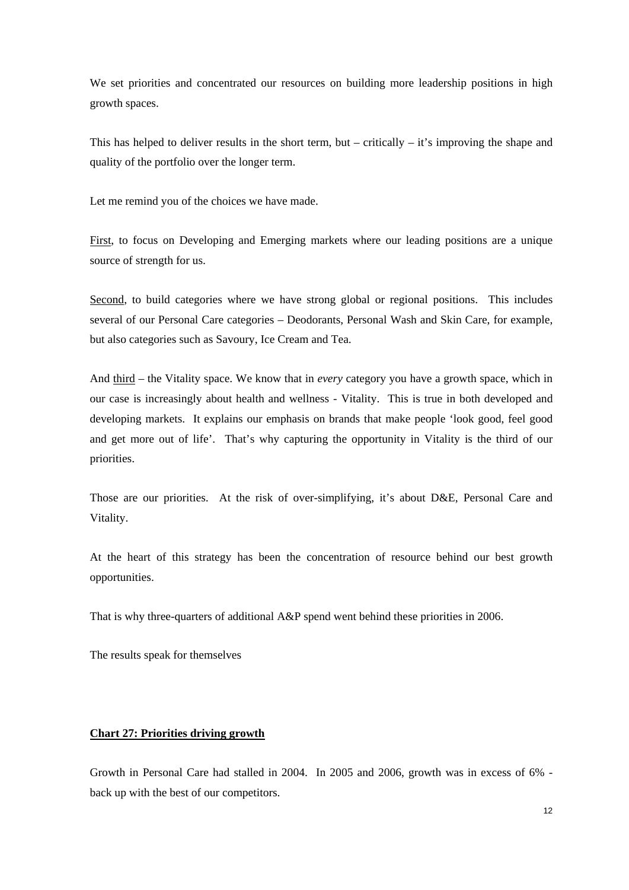We set priorities and concentrated our resources on building more leadership positions in high growth spaces.

This has helped to deliver results in the short term, but – critically – it's improving the shape and quality of the portfolio over the longer term.

Let me remind you of the choices we have made.

First, to focus on Developing and Emerging markets where our leading positions are a unique source of strength for us.

Second, to build categories where we have strong global or regional positions. This includes several of our Personal Care categories – Deodorants, Personal Wash and Skin Care, for example, but also categories such as Savoury, Ice Cream and Tea.

And third – the Vitality space. We know that in *every* category you have a growth space, which in our case is increasingly about health and wellness - Vitality. This is true in both developed and developing markets. It explains our emphasis on brands that make people 'look good, feel good and get more out of life'. That's why capturing the opportunity in Vitality is the third of our priorities.

Those are our priorities. At the risk of over-simplifying, it's about D&E, Personal Care and Vitality.

At the heart of this strategy has been the concentration of resource behind our best growth opportunities.

That is why three-quarters of additional A&P spend went behind these priorities in 2006.

The results speak for themselves

**Chart 27: Priorities driving growth**

Growth in Personal Care had stalled in 2004. In 2005 and 2006, growth was in excess of 6% - back up with the best of our competitors.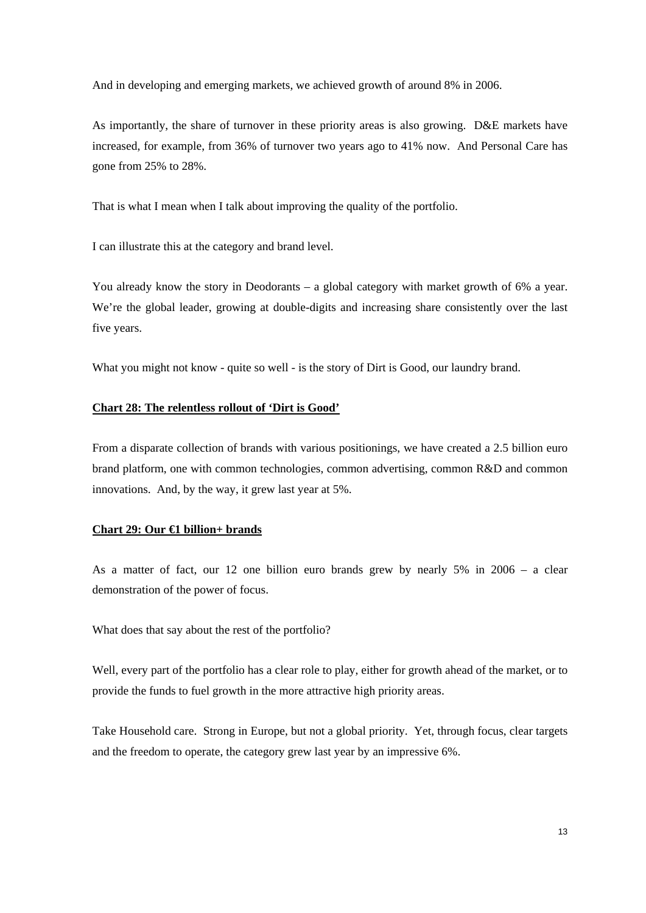And in developing and emerging markets, we achieved growth of around 8% in 2006.

As importantly, the share of turnover in these priority areas is also growing. D&E markets have increased, for example, from 36% of turnover two years ago to 41% now. And Personal Care has gone from 25% to 28%.

That is what I mean when I talk about improving the quality of the portfolio.

I can illustrate this at the category and brand level.

You already know the story in Deodorants – a global category with market growth of 6% a year. We're the global leader, growing at double-digits and increasing share consistently over the last five years.

What you might not know - quite so well - is the story of Dirt is Good, our laundry brand.

**<u>Chart 28: The relentless rollout of 'Dirt is Good'</u>**

From a disparate collection of brands with various positionings, we have created a 2.5 billion euro brand platform, one with common technologies, common advertising, common R&D and common innovations. And, by the way, it grew last year at 5%.

**<u>Chart 29: Our €1 billion+ brands</u>**

As a matter of fact, our 12 one billion euro brands grew by nearly 5% in 2006 – a clear demonstration of the power of focus.

What does that say about the rest of the portfolio?

Well, every part of the portfolio has a clear role to play, either for growth ahead of the market, or to provide the funds to fuel growth in the more attractive high priority areas.

Take Household care. Strong in Europe, but not a global priority. Yet, through focus, clear targets and the freedom to operate, the category grew last year by an impressive 6%.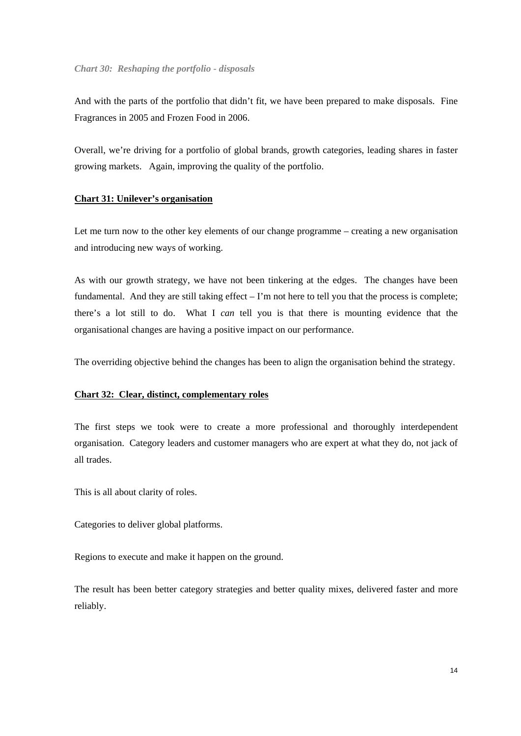*Chart 30: Reshaping the portfolio - disposals*

And with the parts of the portfolio that didn't fit, we have been prepared to make disposals. Fine Fragrances in 2005 and Frozen Food in 2006.

Overall, we're driving for a portfolio of global brands, growth categories, leading shares in faster growing markets. Again, improving the quality of the portfolio.

**Chart 31: Unilever's organisation**

Let me turn now to the other key elements of our change programme – creating a new organisation and introducing new ways of working.

As with our growth strategy, we have not been tinkering at the edges. The changes have been fundamental. And they are still taking effect – I'm not here to tell you that the process is complete; there's a lot still to do. What I *can* tell you is that there is mounting evidence that the organisational changes are having a positive impact on our performance.

The overriding objective behind the changes has been to align the organisation behind the strategy.

**Chart 32: Clear, distinct, complementary roles**

The first steps we took were to create a more professional and thoroughly interdependent organisation. Category leaders and customer managers who are expert at what they do, not jack of all trades.

This is all about clarity of roles.

Categories to deliver global platforms.

Regions to execute and make it happen on the ground.

The result has been better category strategies and better quality mixes, delivered faster and more reliably.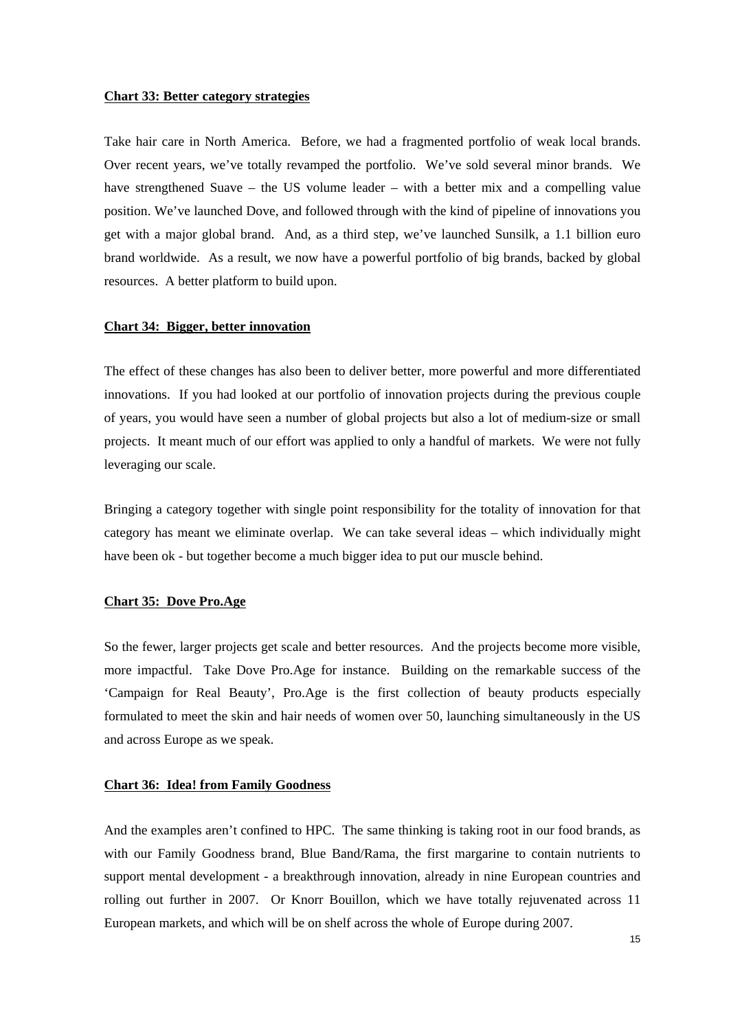**Chart 33: Better category strategies**

Take hair care in North America. Before, we had a fragmented portfolio of weak local brands. Over recent years, we've totally revamped the portfolio. We've sold several minor brands. We have strengthened Suave – the US volume leader – with a better mix and a compelling value position. We've launched Dove, and followed through with the kind of pipeline of innovations you get with a major global brand. And, as a third step, we've launched Sunsilk, a 1.1 billion euro brand worldwide. As a result, we now have a powerful portfolio of big brands, backed by global resources. A better platform to build upon.

**Chart 34: Bigger, better innovation**

The effect of these changes has also been to deliver better, more powerful and more differentiated innovations. If you had looked at our portfolio of innovation projects during the previous couple of years, you would have seen a number of global projects but also a lot of medium-size or small projects. It meant much of our effort was applied to only a handful of markets. We were not fully leveraging our scale.

Bringing a category together with single point responsibility for the totality of innovation for that category has meant we eliminate overlap. We can take several ideas – which individually might have been ok - but together become a much bigger idea to put our muscle behind.

**Chart 35: Dove Pro.Age**

So the fewer, larger projects get scale and better resources. And the projects become more visible, more impactful. Take Dove Pro.Age for instance. Building on the remarkable success of the 'Campaign for Real Beauty', Pro.Age is the first collection of beauty products especially formulated to meet the skin and hair needs of women over 50, launching simultaneously in the US and across Europe as we speak.

**Chart 36: Idea! from Family Goodness**

And the examples aren't confined to HPC. The same thinking is taking root in our food brands, as with our Family Goodness brand, Blue Band/Rama, the first margarine to contain nutrients to support mental development - a breakthrough innovation, already in nine European countries and rolling out further in 2007. Or Knorr Bouillon, which we have totally rejuvenated across 11 European markets, and which will be on shelf across the whole of Europe during 2007.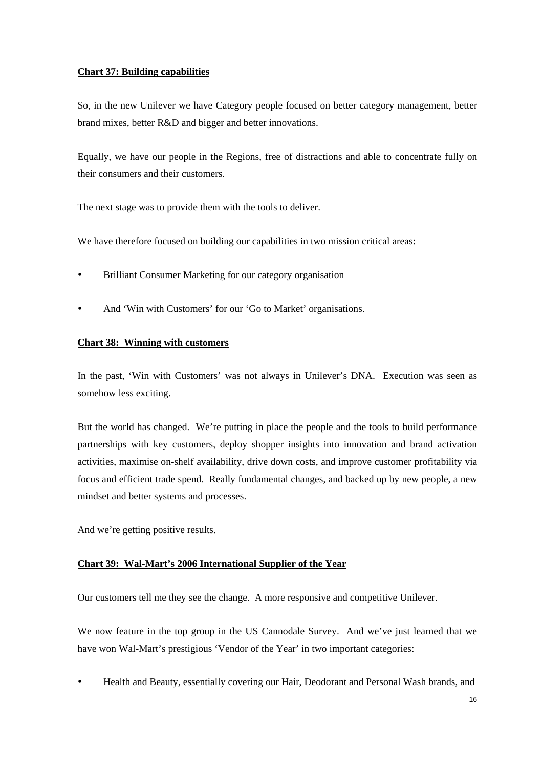**Chart 37: Building capabilities**

So, in the new Unilever we have Category people focused on better category management, better brand mixes, better R&D and bigger and better innovations.

Equally, we have our people in the Regions, free of distractions and able to concentrate fully on their consumers and their customers.

The next stage was to provide them with the tools to deliver.

We have therefore focused on building our capabilities in two mission critical areas:

- Brilliant Consumer Marketing for our category organisation
- And 'Win with Customers' for our 'Go to Market' organisations.

**Chart 38: Winning with customers**

In the past, 'Win with Customers' was not always in Unilever's DNA. Execution was seen as somehow less exciting.

But the world has changed. We're putting in place the people and the tools to build performance partnerships with key customers, deploy shopper insights into innovation and brand activation activities, maximise on-shelf availability, drive down costs, and improve customer profitability via focus and efficient trade spend. Really fundamental changes, and backed up by new people, a new mindset and better systems and processes.

And we're getting positive results.

**Chart 39: Wal-Mart's 2006 International Supplier of the Year**

Our customers tell me they see the change. A more responsive and competitive Unilever.

We now feature in the top group in the US Cannodale Survey. And we've just learned that we have won Wal-Mart's prestigious 'Vendor of the Year' in two important categories:

- Health and Beauty, essentially covering our Hair, Deodorant and Personal Wash brands, and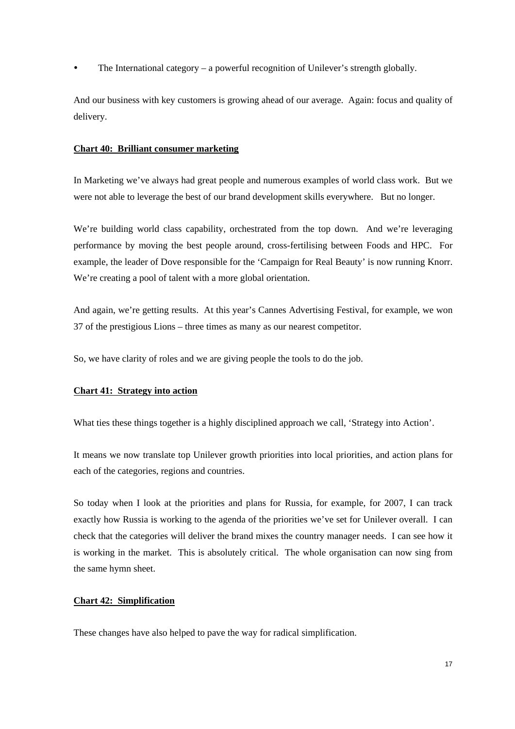- The International category – a powerful recognition of Unilever's strength globally.

And our business with key customers is growing ahead of our average. Again: focus and quality of delivery.

**Chart 40: Brilliant consumer marketing**

In Marketing we've always had great people and numerous examples of world class work. But we were not able to leverage the best of our brand development skills everywhere. But no longer.

We're building world class capability, orchestrated from the top down. And we're leveraging performance by moving the best people around, cross-fertilising between Foods and HPC. For example, the leader of Dove responsible for the 'Campaign for Real Beauty' is now running Knorr. We're creating a pool of talent with a more global orientation.

And again, we're getting results. At this year's Cannes Advertising Festival, for example, we won 37 of the prestigious Lions – three times as many as our nearest competitor.

So, we have clarity of roles and we are giving people the tools to do the job.

**Chart 41: Strategy into action**

What ties these things together is a highly disciplined approach we call, 'Strategy into Action'.

It means we now translate top Unilever growth priorities into local priorities, and action plans for each of the categories, regions and countries.

So today when I look at the priorities and plans for Russia, for example, for 2007, I can track exactly how Russia is working to the agenda of the priorities we've set for Unilever overall. I can check that the categories will deliver the brand mixes the country manager needs. I can see how it is working in the market. This is absolutely critical. The whole organisation can now sing from the same hymn sheet.

**Chart 42: Simplification**

These changes have also helped to pave the way for radical simplification.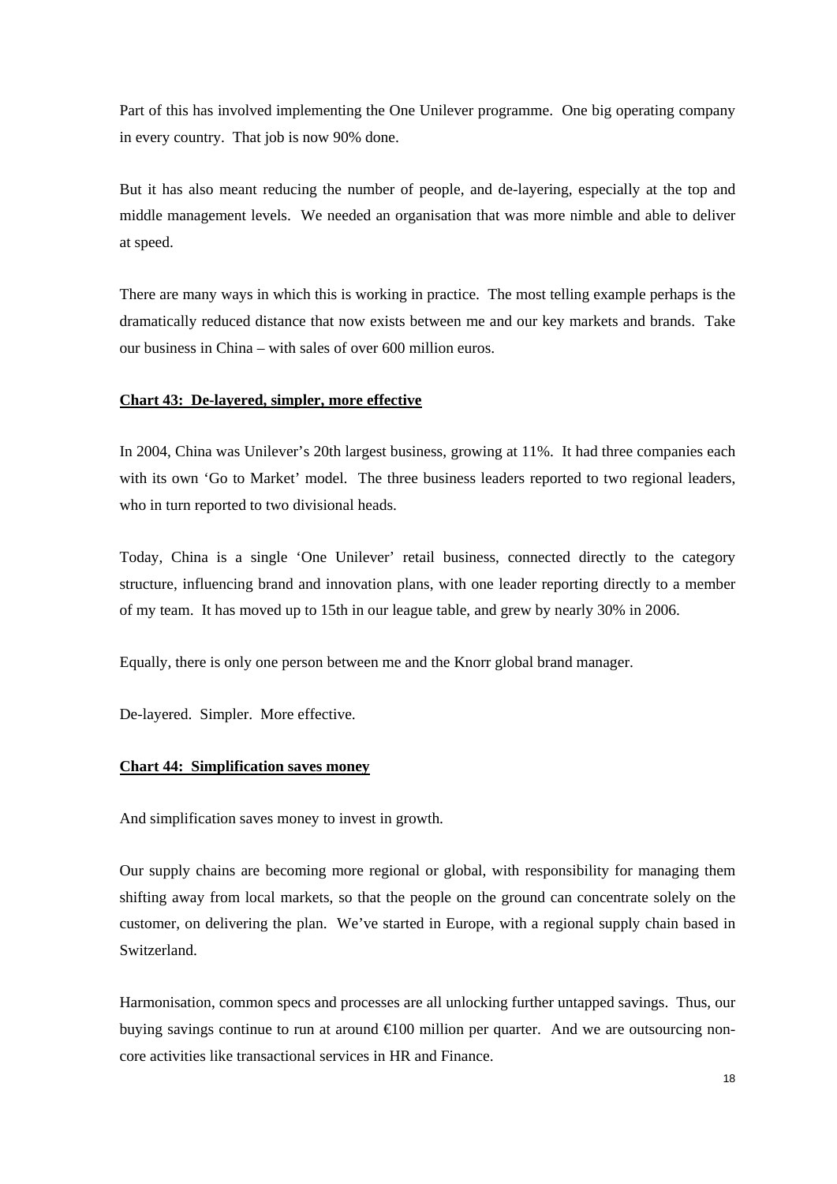Part of this has involved implementing the One Unilever programme. One big operating company in every country. That job is now 90% done.

But it has also meant reducing the number of people, and de-layering, especially at the top and middle management levels. We needed an organisation that was more nimble and able to deliver at speed.

There are many ways in which this is working in practice. The most telling example perhaps is the dramatically reduced distance that now exists between me and our key markets and brands. Take our business in China – with sales of over 600 million euros.

**Chart 43: De-layered, simpler, more effective**

In 2004, China was Unilever's 20th largest business, growing at 11%. It had three companies each with its own 'Go to Market' model. The three business leaders reported to two regional leaders, who in turn reported to two divisional heads.

Today, China is a single 'One Unilever' retail business, connected directly to the category structure, influencing brand and innovation plans, with one leader reporting directly to a member of my team. It has moved up to 15th in our league table, and grew by nearly 30% in 2006.

Equally, there is only one person between me and the Knorr global brand manager.

De-layered. Simpler. More effective.

**Chart 44: Simplification saves money**

And simplification saves money to invest in growth.

Our supply chains are becoming more regional or global, with responsibility for managing them shifting away from local markets, so that the people on the ground can concentrate solely on the customer, on delivering the plan. We've started in Europe, with a regional supply chain based in Switzerland.

Harmonisation, common specs and processes are all unlocking further untapped savings. Thus, our buying savings continue to run at around €100 million per quarter. And we are outsourcing non-core activities like transactional services in HR and Finance.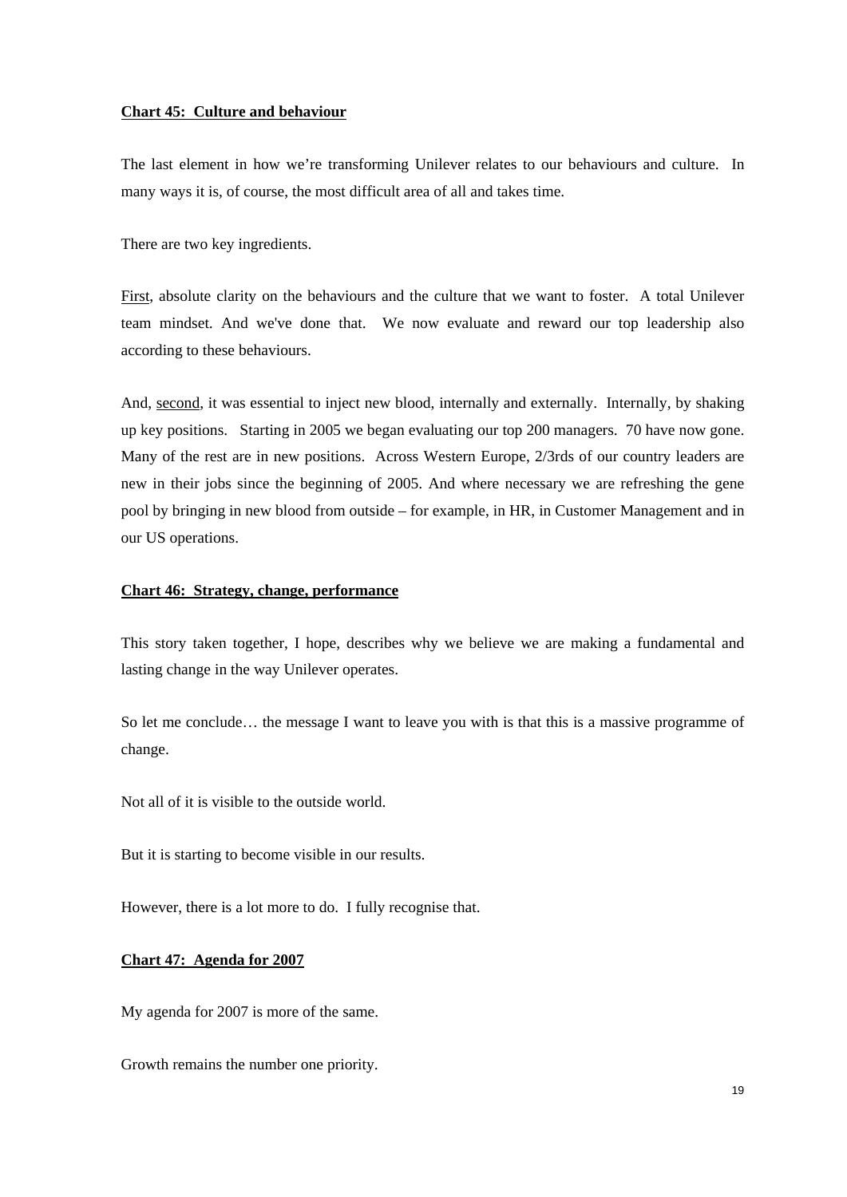**Chart 45: Culture and behaviour**

The last element in how we're transforming Unilever relates to our behaviours and culture. In many ways it is, of course, the most difficult area of all and takes time.

There are two key ingredients.

First, absolute clarity on the behaviours and the culture that we want to foster. A total Unilever team mindset. And we've done that. We now evaluate and reward our top leadership also according to these behaviours.

And, second, it was essential to inject new blood, internally and externally. Internally, by shaking up key positions. Starting in 2005 we began evaluating our top 200 managers. 70 have now gone. Many of the rest are in new positions. Across Western Europe, 2/3rds of our country leaders are new in their jobs since the beginning of 2005. And where necessary we are refreshing the gene pool by bringing in new blood from outside – for example, in HR, in Customer Management and in our US operations.

**Chart 46: Strategy, change, performance**

This story taken together, I hope, describes why we believe we are making a fundamental and lasting change in the way Unilever operates.

So let me conclude… the message I want to leave you with is that this is a massive programme of change.

Not all of it is visible to the outside world.

But it is starting to become visible in our results.

However, there is a lot more to do. I fully recognise that.

**Chart 47: Agenda for 2007**

My agenda for 2007 is more of the same.

Growth remains the number one priority.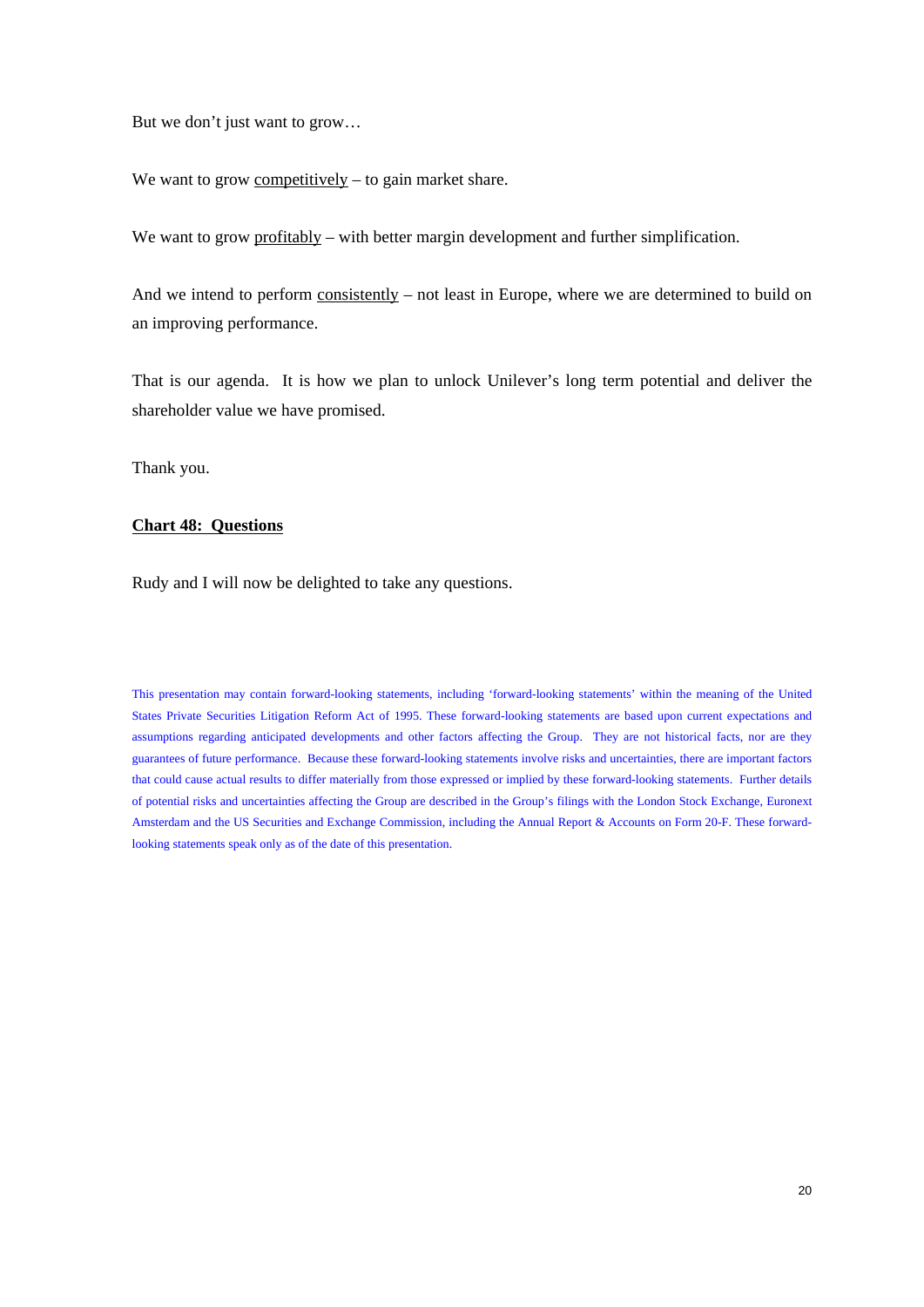But we don't just want to grow…

We want to grow <u>competitively</u> – to gain market share.

We want to grow <u>profitably</u> – with better margin development and further simplification.

And we intend to perform <u>consistently</u> – not least in Europe, where we are determined to build on an improving performance.

That is our agenda. It is how we plan to unlock Unilever's long term potential and deliver the shareholder value we have promised.

Thank you.

**<u>Chart 48: Questions</u>**

Rudy and I will now be delighted to take any questions.

This presentation may contain forward-looking statements, including 'forward-looking statements' within the meaning of the United States Private Securities Litigation Reform Act of 1995. These forward-looking statements are based upon current expectations and assumptions regarding anticipated developments and other factors affecting the Group. They are not historical facts, nor are they guarantees of future performance. Because these forward-looking statements involve risks and uncertainties, there are important factors that could cause actual results to differ materially from those expressed or implied by these forward-looking statements. Further details of potential risks and uncertainties affecting the Group are described in the Group's filings with the London Stock Exchange, Euronext Amsterdam and the US Securities and Exchange Commission, including the Annual Report & Accounts on Form 20-F. These forward-looking statements speak only as of the date of this presentation.